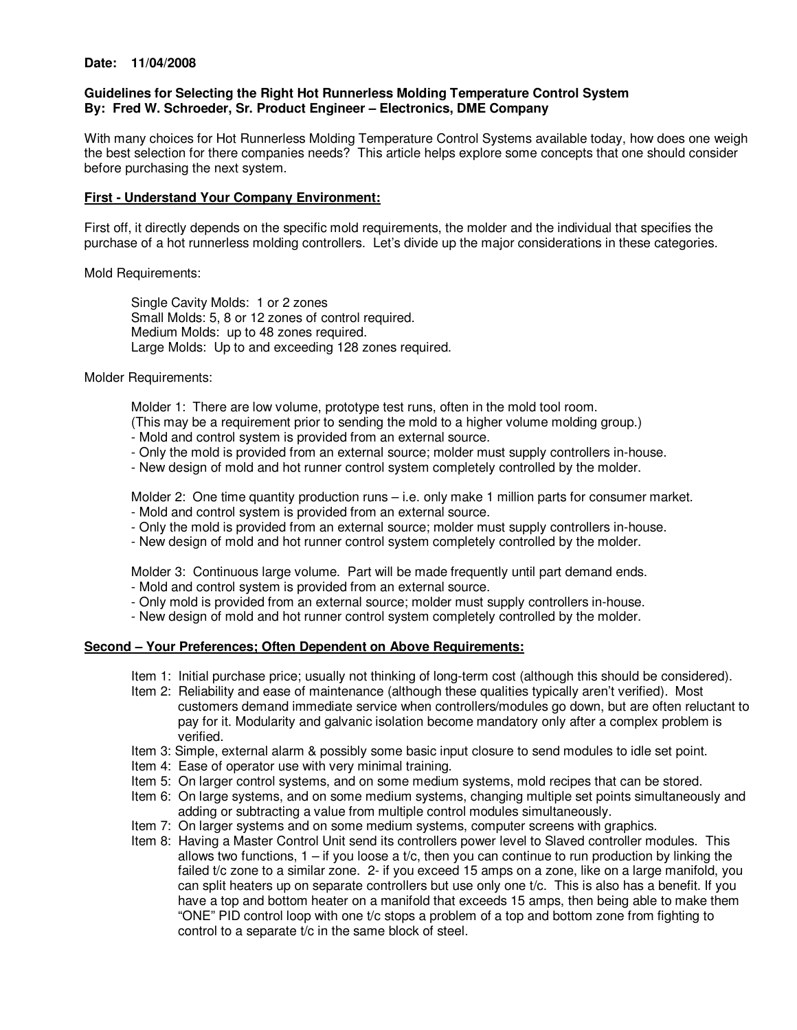**Date: 11/04/2008**

**Guidelines for Selecting the Right Hot Runnerless Molding Temperature Control System**
**By: Fred W. Schroeder, Sr. Product Engineer – Electronics, DME Company**

With many choices for Hot Runnerless Molding Temperature Control Systems available today, how does one weigh the best selection for there companies needs? This article helps explore some concepts that one should consider before purchasing the next system.

## First - Understand Your Company Environment:

First off, it directly depends on the specific mold requirements, the molder and the individual that specifies the purchase of a hot runnerless molding controllers. Let's divide up the major considerations in these categories.

Mold Requirements:

> Single Cavity Molds: 1 or 2 zones
> Small Molds: 5, 8 or 12 zones of control required.
> Medium Molds: up to 48 zones required.
> Large Molds: Up to and exceeding 128 zones required.

Molder Requirements:

Molder 1: There are low volume, prototype test runs, often in the mold tool room.
(This may be a requirement prior to sending the mold to a higher volume molding group.)
- Mold and control system is provided from an external source.
- Only the mold is provided from an external source; molder must supply controllers in-house.
- New design of mold and hot runner control system completely controlled by the molder.

Molder 2: One time quantity production runs – i.e. only make 1 million parts for consumer market.
- Mold and control system is provided from an external source.
- Only the mold is provided from an external source; molder must supply controllers in-house.
- New design of mold and hot runner control system completely controlled by the molder.

Molder 3: Continuous large volume. Part will be made frequently until part demand ends.
- Mold and control system is provided from an external source.
- Only mold is provided from an external source; molder must supply controllers in-house.
- New design of mold and hot runner control system completely controlled by the molder.

## Second – Your Preferences; Often Dependent on Above Requirements:

Item 1: Initial purchase price; usually not thinking of long-term cost (although this should be considered).

Item 2: Reliability and ease of maintenance (although these qualities typically aren't verified). Most customers demand immediate service when controllers/modules go down, but are often reluctant to pay for it. Modularity and galvanic isolation become mandatory only after a complex problem is verified.

Item 3: Simple, external alarm & possibly some basic input closure to send modules to idle set point.

Item 4: Ease of operator use with very minimal training.

Item 5: On larger control systems, and on some medium systems, mold recipes that can be stored.

Item 6: On large systems, and on some medium systems, changing multiple set points simultaneously and adding or subtracting a value from multiple control modules simultaneously.

Item 7: On larger systems and on some medium systems, computer screens with graphics.

Item 8: Having a Master Control Unit send its controllers power level to Slaved controller modules. This allows two functions, 1 – if you loose a t/c, then you can continue to run production by linking the failed t/c zone to a similar zone. 2- if you exceed 15 amps on a zone, like on a large manifold, you can split heaters up on separate controllers but use only one t/c. This is also has a benefit. If you have a top and bottom heater on a manifold that exceeds 15 amps, then being able to make them "ONE" PID control loop with one t/c stops a problem of a top and bottom zone from fighting to control to a separate t/c in the same block of steel.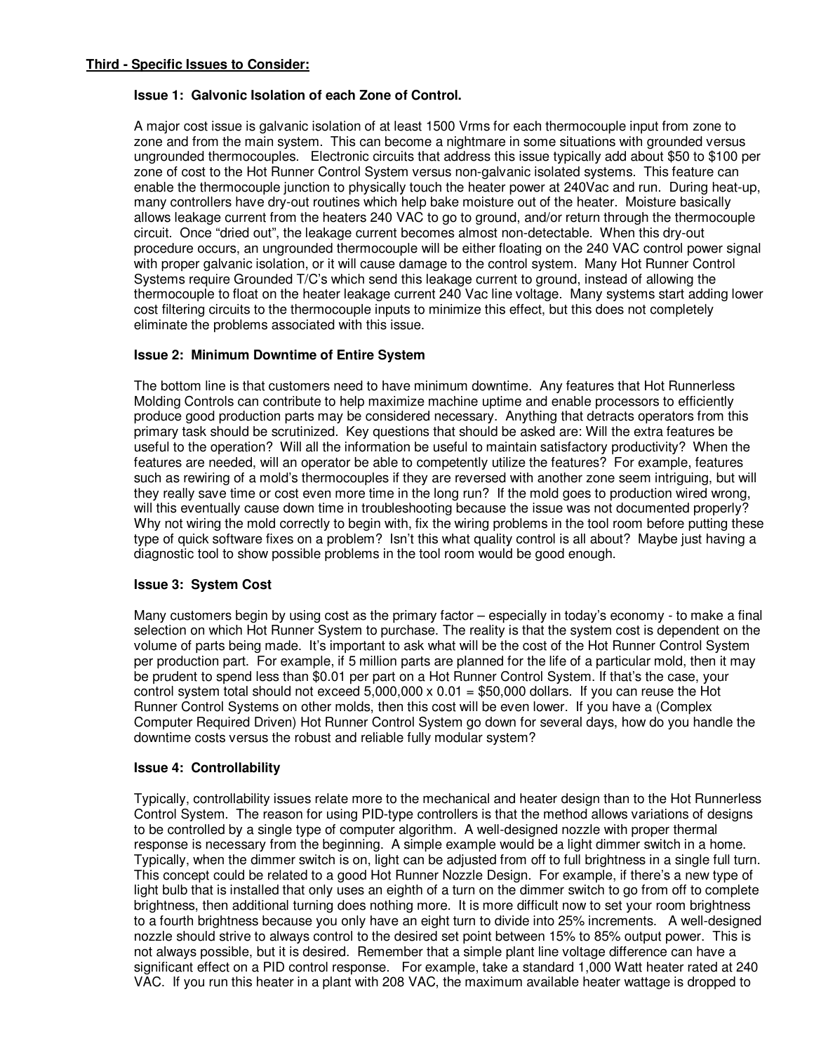**Third - Specific Issues to Consider:**

### Issue 1: Galvonic Isolation of each Zone of Control.

A major cost issue is galvanic isolation of at least 1500 Vrms for each thermocouple input from zone to zone and from the main system. This can become a nightmare in some situations with grounded versus ungrounded thermocouples. Electronic circuits that address this issue typically add about $50 to $100 per zone of cost to the Hot Runner Control System versus non-galvanic isolated systems. This feature can enable the thermocouple junction to physically touch the heater power at 240Vac and run. During heat-up, many controllers have dry-out routines which help bake moisture out of the heater. Moisture basically allows leakage current from the heaters 240 VAC to go to ground, and/or return through the thermocouple circuit. Once "dried out", the leakage current becomes almost non-detectable. When this dry-out procedure occurs, an ungrounded thermocouple will be either floating on the 240 VAC control power signal with proper galvanic isolation, or it will cause damage to the control system. Many Hot Runner Control Systems require Grounded T/C's which send this leakage current to ground, instead of allowing the thermocouple to float on the heater leakage current 240 Vac line voltage. Many systems start adding lower cost filtering circuits to the thermocouple inputs to minimize this effect, but this does not completely eliminate the problems associated with this issue.

### Issue 2: Minimum Downtime of Entire System

The bottom line is that customers need to have minimum downtime. Any features that Hot Runnerless Molding Controls can contribute to help maximize machine uptime and enable processors to efficiently produce good production parts may be considered necessary. Anything that detracts operators from this primary task should be scrutinized. Key questions that should be asked are: Will the extra features be useful to the operation? Will all the information be useful to maintain satisfactory productivity? When the features are needed, will an operator be able to competently utilize the features? For example, features such as rewiring of a mold's thermocouples if they are reversed with another zone seem intriguing, but will they really save time or cost even more time in the long run? If the mold goes to production wired wrong, will this eventually cause down time in troubleshooting because the issue was not documented properly? Why not wiring the mold correctly to begin with, fix the wiring problems in the tool room before putting these type of quick software fixes on a problem? Isn't this what quality control is all about? Maybe just having a diagnostic tool to show possible problems in the tool room would be good enough.

### Issue 3: System Cost

Many customers begin by using cost as the primary factor – especially in today's economy - to make a final selection on which Hot Runner System to purchase. The reality is that the system cost is dependent on the volume of parts being made. It's important to ask what will be the cost of the Hot Runner Control System per production part. For example, if 5 million parts are planned for the life of a particular mold, then it may be prudent to spend less than $0.01 per part on a Hot Runner Control System. If that's the case, your control system total should not exceed 5,000,000 x 0.01 = $50,000 dollars. If you can reuse the Hot Runner Control Systems on other molds, then this cost will be even lower. If you have a (Complex Computer Required Driven) Hot Runner Control System go down for several days, how do you handle the downtime costs versus the robust and reliable fully modular system?

### Issue 4: Controllability

Typically, controllability issues relate more to the mechanical and heater design than to the Hot Runnerless Control System. The reason for using PID-type controllers is that the method allows variations of designs to be controlled by a single type of computer algorithm. A well-designed nozzle with proper thermal response is necessary from the beginning. A simple example would be a light dimmer switch in a home. Typically, when the dimmer switch is on, light can be adjusted from off to full brightness in a single full turn. This concept could be related to a good Hot Runner Nozzle Design. For example, if there's a new type of light bulb that is installed that only uses an eighth of a turn on the dimmer switch to go from off to complete brightness, then additional turning does nothing more. It is more difficult now to set your room brightness to a fourth brightness because you only have an eight turn to divide into 25% increments. A well-designed nozzle should strive to always control to the desired set point between 15% to 85% output power. This is not always possible, but it is desired. Remember that a simple plant line voltage difference can have a significant effect on a PID control response. For example, take a standard 1,000 Watt heater rated at 240 VAC. If you run this heater in a plant with 208 VAC, the maximum available heater wattage is dropped to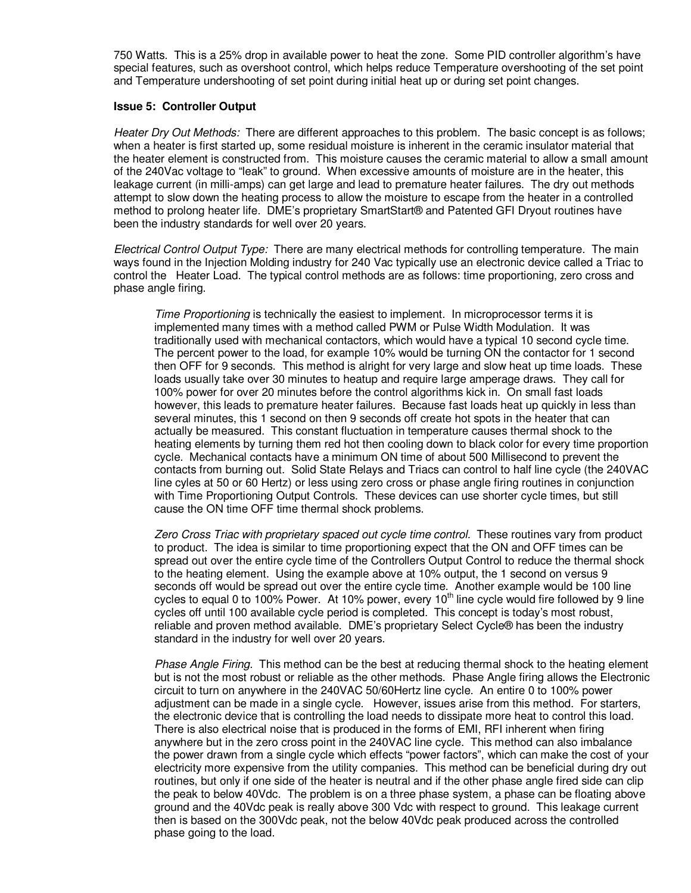750 Watts. This is a 25% drop in available power to heat the zone. Some PID controller algorithm's have special features, such as overshoot control, which helps reduce Temperature overshooting of the set point and Temperature undershooting of set point during initial heat up or during set point changes.

**Issue 5: Controller Output**

*Heater Dry Out Methods:* There are different approaches to this problem. The basic concept is as follows; when a heater is first started up, some residual moisture is inherent in the ceramic insulator material that the heater element is constructed from. This moisture causes the ceramic material to allow a small amount of the 240Vac voltage to "leak" to ground. When excessive amounts of moisture are in the heater, this leakage current (in milli-amps) can get large and lead to premature heater failures. The dry out methods attempt to slow down the heating process to allow the moisture to escape from the heater in a controlled method to prolong heater life. DME's proprietary SmartStart® and Patented GFI Dryout routines have been the industry standards for well over 20 years.

*Electrical Control Output Type:* There are many electrical methods for controlling temperature. The main ways found in the Injection Molding industry for 240 Vac typically use an electronic device called a Triac to control the Heater Load. The typical control methods are as follows: time proportioning, zero cross and phase angle firing.

> *Time Proportioning* is technically the easiest to implement. In microprocessor terms it is implemented many times with a method called PWM or Pulse Width Modulation. It was traditionally used with mechanical contactors, which would have a typical 10 second cycle time. The percent power to the load, for example 10% would be turning ON the contactor for 1 second then OFF for 9 seconds. This method is alright for very large and slow heat up time loads. These loads usually take over 30 minutes to heatup and require large amperage draws. They call for 100% power for over 20 minutes before the control algorithms kick in. On small fast loads however, this leads to premature heater failures. Because fast loads heat up quickly in less than several minutes, this 1 second on then 9 seconds off create hot spots in the heater that can actually be measured. This constant fluctuation in temperature causes thermal shock to the heating elements by turning them red hot then cooling down to black color for every time proportion cycle. Mechanical contacts have a minimum ON time of about 500 Millisecond to prevent the contacts from burning out. Solid State Relays and Triacs can control to half line cycle (the 240VAC line cyles at 50 or 60 Hertz) or less using zero cross or phase angle firing routines in conjunction with Time Proportioning Output Controls. These devices can use shorter cycle times, but still cause the ON time OFF time thermal shock problems.
>
> *Zero Cross Triac with proprietary spaced out cycle time control.* These routines vary from product to product. The idea is similar to time proportioning expect that the ON and OFF times can be spread out over the entire cycle time of the Controllers Output Control to reduce the thermal shock to the heating element. Using the example above at 10% output, the 1 second on versus 9 seconds off would be spread out over the entire cycle time. Another example would be 100 line cycles to equal 0 to 100% Power. At 10% power, every 10th line cycle would fire followed by 9 line cycles off until 100 available cycle period is completed. This concept is today's most robust, reliable and proven method available. DME's proprietary Select Cycle® has been the industry standard in the industry for well over 20 years.
>
> *Phase Angle Firing.* This method can be the best at reducing thermal shock to the heating element but is not the most robust or reliable as the other methods. Phase Angle firing allows the Electronic circuit to turn on anywhere in the 240VAC 50/60Hertz line cycle. An entire 0 to 100% power adjustment can be made in a single cycle. However, issues arise from this method. For starters, the electronic device that is controlling the load needs to dissipate more heat to control this load. There is also electrical noise that is produced in the forms of EMI, RFI inherent when firing anywhere but in the zero cross point in the 240VAC line cycle. This method can also imbalance the power drawn from a single cycle which effects "power factors", which can make the cost of your electricity more expensive from the utility companies. This method can be beneficial during dry out routines, but only if one side of the heater is neutral and if the other phase angle fired side can clip the peak to below 40Vdc. The problem is on a three phase system, a phase can be floating above ground and the 40Vdc peak is really above 300 Vdc with respect to ground. This leakage current then is based on the 300Vdc peak, not the below 40Vdc peak produced across the controlled phase going to the load.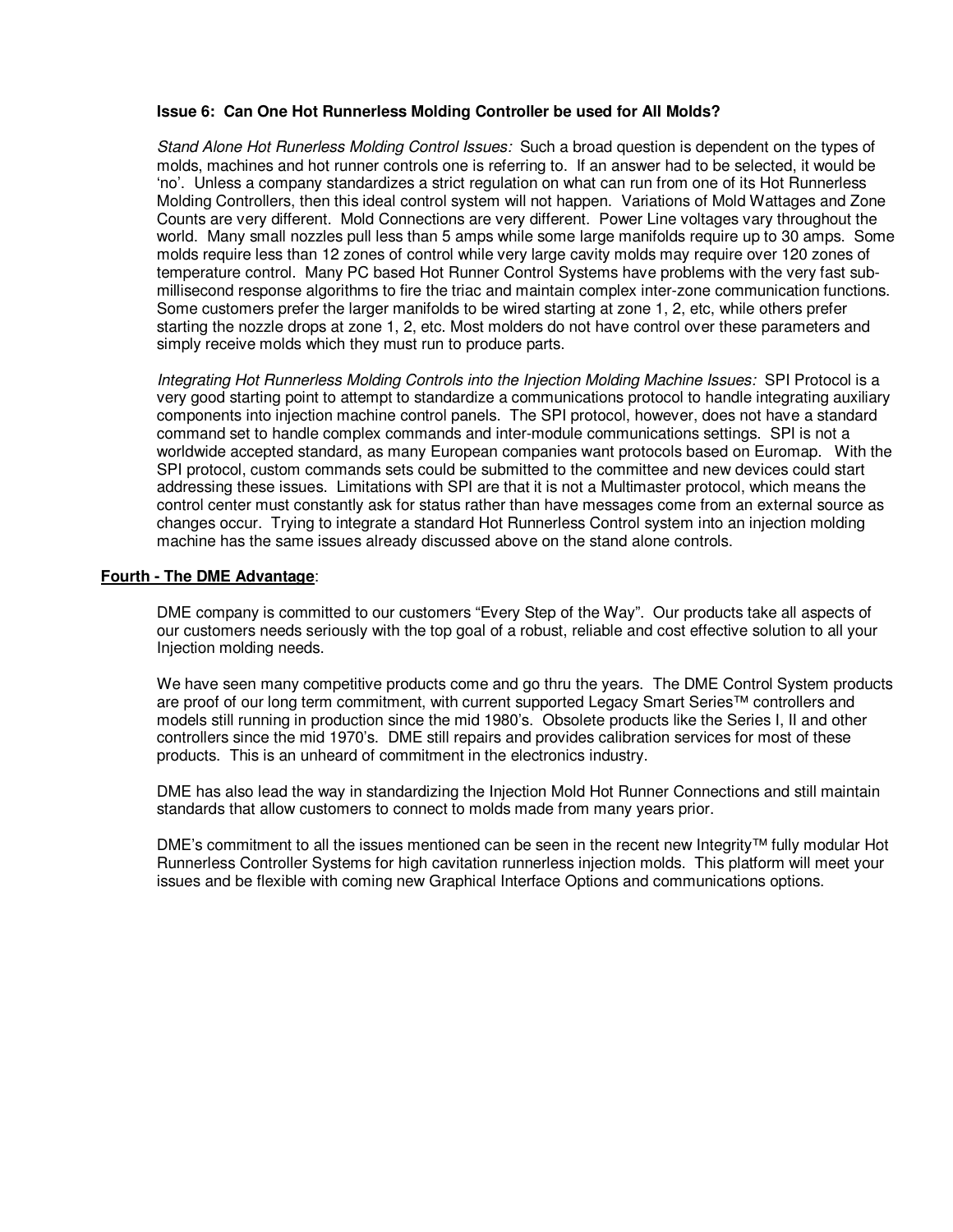**Issue 6: Can One Hot Runnerless Molding Controller be used for All Molds?**

*Stand Alone Hot Runerless Molding Control Issues:* Such a broad question is dependent on the types of molds, machines and hot runner controls one is referring to. If an answer had to be selected, it would be 'no'. Unless a company standardizes a strict regulation on what can run from one of its Hot Runnerless Molding Controllers, then this ideal control system will not happen. Variations of Mold Wattages and Zone Counts are very different. Mold Connections are very different. Power Line voltages vary throughout the world. Many small nozzles pull less than 5 amps while some large manifolds require up to 30 amps. Some molds require less than 12 zones of control while very large cavity molds may require over 120 zones of temperature control. Many PC based Hot Runner Control Systems have problems with the very fast sub-millisecond response algorithms to fire the triac and maintain complex inter-zone communication functions. Some customers prefer the larger manifolds to be wired starting at zone 1, 2, etc, while others prefer starting the nozzle drops at zone 1, 2, etc. Most molders do not have control over these parameters and simply receive molds which they must run to produce parts.

*Integrating Hot Runnerless Molding Controls into the Injection Molding Machine Issues:* SPI Protocol is a very good starting point to attempt to standardize a communications protocol to handle integrating auxiliary components into injection machine control panels. The SPI protocol, however, does not have a standard command set to handle complex commands and inter-module communications settings. SPI is not a worldwide accepted standard, as many European companies want protocols based on Euromap. With the SPI protocol, custom commands sets could be submitted to the committee and new devices could start addressing these issues. Limitations with SPI are that it is not a Multimaster protocol, which means the control center must constantly ask for status rather than have messages come from an external source as changes occur. Trying to integrate a standard Hot Runnerless Control system into an injection molding machine has the same issues already discussed above on the stand alone controls.

## <u>Fourth - The DME Advantage</u>:

DME company is committed to our customers "Every Step of the Way". Our products take all aspects of our customers needs seriously with the top goal of a robust, reliable and cost effective solution to all your Injection molding needs.

We have seen many competitive products come and go thru the years. The DME Control System products are proof of our long term commitment, with current supported Legacy Smart Series™ controllers and models still running in production since the mid 1980's. Obsolete products like the Series I, II and other controllers since the mid 1970's. DME still repairs and provides calibration services for most of these products. This is an unheard of commitment in the electronics industry.

DME has also lead the way in standardizing the Injection Mold Hot Runner Connections and still maintain standards that allow customers to connect to molds made from many years prior.

DME's commitment to all the issues mentioned can be seen in the recent new Integrity™ fully modular Hot Runnerless Controller Systems for high cavitation runnerless injection molds. This platform will meet your issues and be flexible with coming new Graphical Interface Options and communications options.